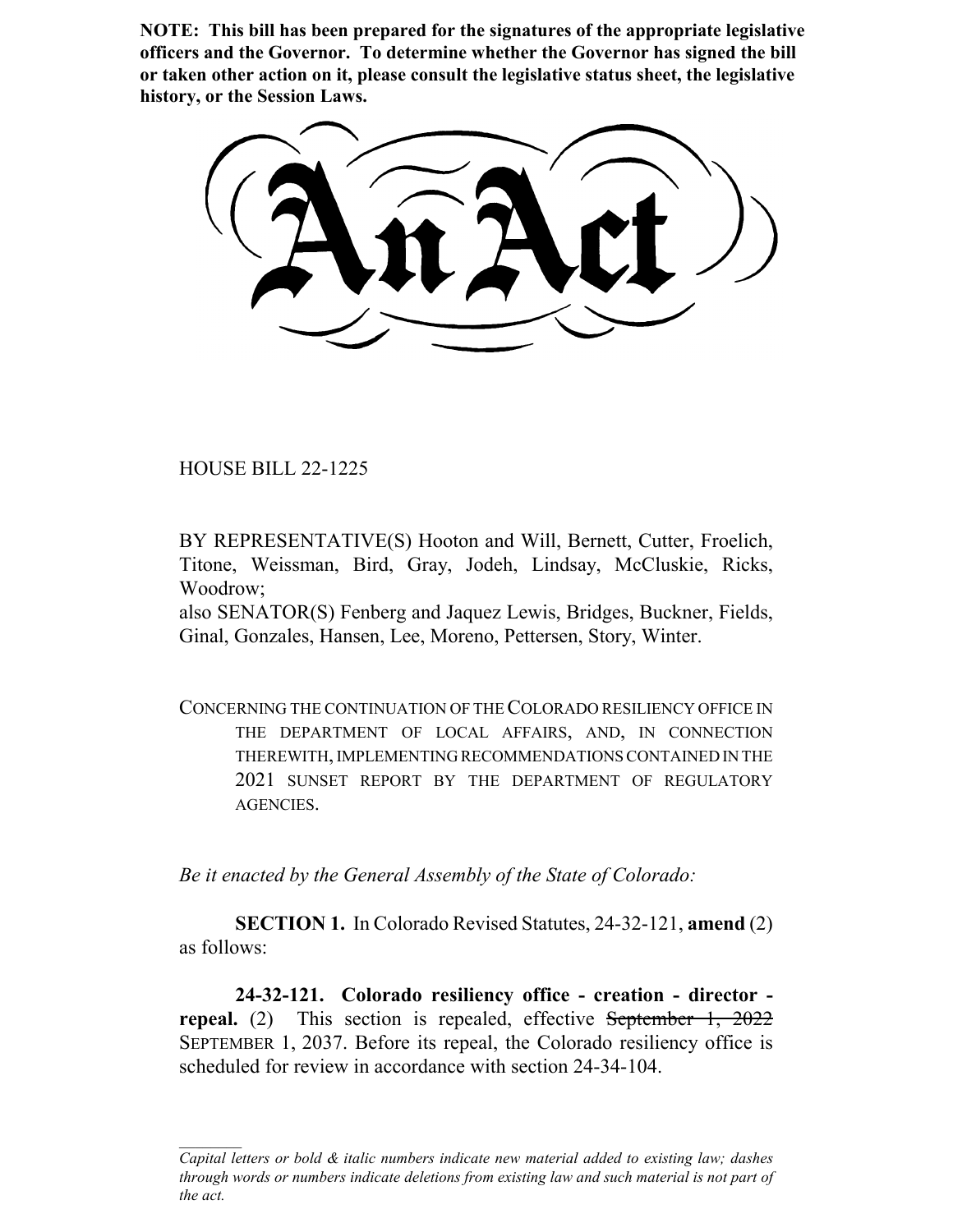**NOTE: This bill has been prepared for the signatures of the appropriate legislative officers and the Governor. To determine whether the Governor has signed the bill or taken other action on it, please consult the legislative status sheet, the legislative history, or the Session Laws.**

# An Act

HOUSE BILL 22-1225

BY REPRESENTATIVE(S) Hooton and Will, Bernett, Cutter, Froelich, Titone, Weissman, Bird, Gray, Jodeh, Lindsay, McCluskie, Ricks, Woodrow;
also SENATOR(S) Fenberg and Jaquez Lewis, Bridges, Buckner, Fields, Ginal, Gonzales, Hansen, Lee, Moreno, Pettersen, Story, Winter.

CONCERNING THE CONTINUATION OF THE COLORADO RESILIENCY OFFICE IN THE DEPARTMENT OF LOCAL AFFAIRS, AND, IN CONNECTION THEREWITH, IMPLEMENTING RECOMMENDATIONS CONTAINED IN THE 2021 SUNSET REPORT BY THE DEPARTMENT OF REGULATORY AGENCIES.

*Be it enacted by the General Assembly of the State of Colorado:*

**SECTION 1.** In Colorado Revised Statutes, 24-32-121, **amend** (2) as follows:

**24-32-121. Colorado resiliency office - creation - director - repeal.** (2) This section is repealed, effective ~~September 1, 2022~~ SEPTEMBER 1, 2037. Before its repeal, the Colorado resiliency office is scheduled for review in accordance with section 24-34-104.

---

*Capital letters or bold & italic numbers indicate new material added to existing law; dashes through words or numbers indicate deletions from existing law and such material is not part of the act.*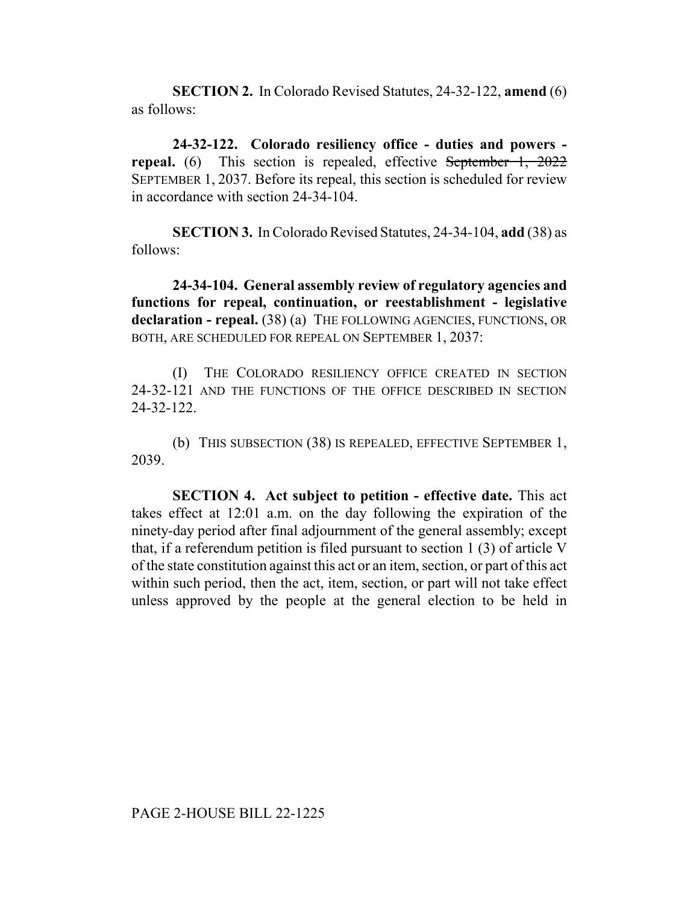**SECTION 2.** In Colorado Revised Statutes, 24-32-122, **amend** (6) as follows:

**24-32-122. Colorado resiliency office - duties and powers - repeal.** (6) This section is repealed, effective ~~September 1, 2022~~ SEPTEMBER 1, 2037. Before its repeal, this section is scheduled for review in accordance with section 24-34-104.

**SECTION 3.** In Colorado Revised Statutes, 24-34-104, **add** (38) as follows:

**24-34-104. General assembly review of regulatory agencies and functions for repeal, continuation, or reestablishment - legislative declaration - repeal.** (38) (a) THE FOLLOWING AGENCIES, FUNCTIONS, OR BOTH, ARE SCHEDULED FOR REPEAL ON SEPTEMBER 1, 2037:

(I) THE COLORADO RESILIENCY OFFICE CREATED IN SECTION 24-32-121 AND THE FUNCTIONS OF THE OFFICE DESCRIBED IN SECTION 24-32-122.

(b) THIS SUBSECTION (38) IS REPEALED, EFFECTIVE SEPTEMBER 1, 2039.

**SECTION 4. Act subject to petition - effective date.** This act takes effect at 12:01 a.m. on the day following the expiration of the ninety-day period after final adjournment of the general assembly; except that, if a referendum petition is filed pursuant to section 1 (3) of article V of the state constitution against this act or an item, section, or part of this act within such period, then the act, item, section, or part will not take effect unless approved by the people at the general election to be held in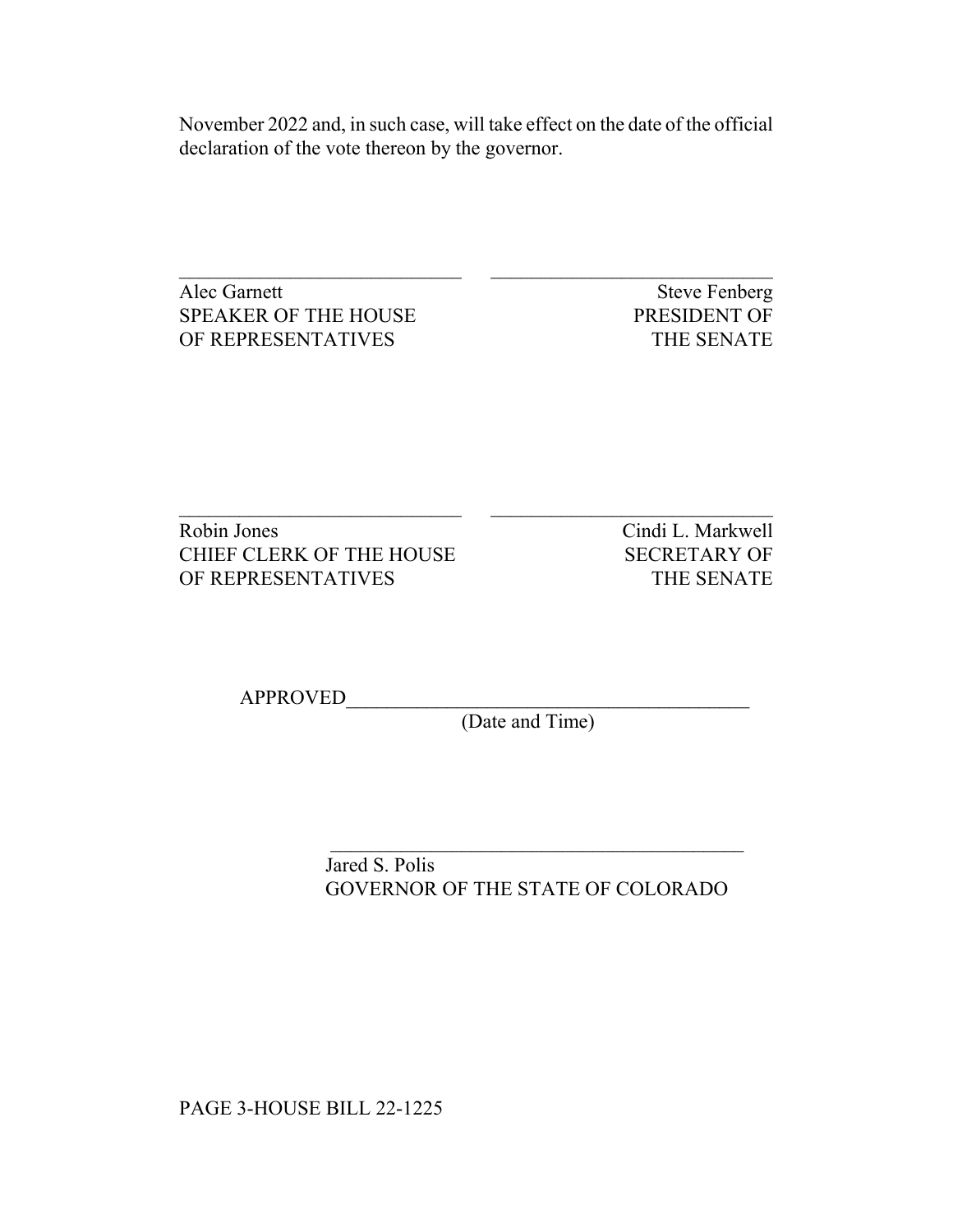November 2022 and, in such case, will take effect on the date of the official declaration of the vote thereon by the governor.

____________________________ ____________________________

Alec Garnett — SPEAKER OF THE HOUSE OF REPRESENTATIVES

Steve Fenberg — PRESIDENT OF THE SENATE

____________________________ ____________________________

Robin Jones — CHIEF CLERK OF THE HOUSE OF REPRESENTATIVES

Cindi L. Markwell — SECRETARY OF THE SENATE

APPROVED________________________________________
(Date and Time)

_________________________________________

Jared S. Polis
GOVERNOR OF THE STATE OF COLORADO

PAGE 3-HOUSE BILL 22-1225